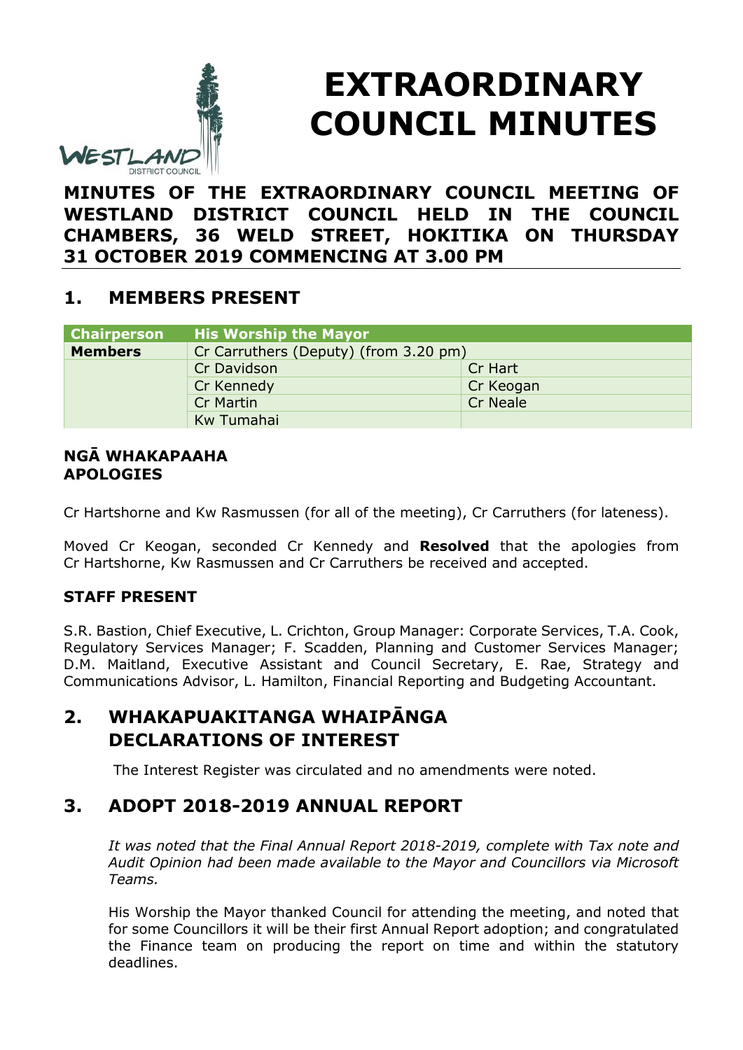# EXTRAORDINARY COUNCIL MINUTES

**MINUTES OF THE EXTRAORDINARY COUNCIL MEETING OF WESTLAND DISTRICT COUNCIL HELD IN THE COUNCIL CHAMBERS, 36 WELD STREET, HOKITIKA ON THURSDAY 31 OCTOBER 2019 COMMENCING AT 3.00 PM**

## 1. MEMBERS PRESENT

| Chairperson | His Worship the Mayor | |
|---|---|---|
| **Members** | Cr Carruthers (Deputy) (from 3.20 pm) | |
| | Cr Davidson | Cr Hart |
| | Cr Kennedy | Cr Keogan |
| | Cr Martin | Cr Neale |
| | Kw Tumahai | |

### NGĀ WHAKAPAAHA
### APOLOGIES

Cr Hartshorne and Kw Rasmussen (for all of the meeting), Cr Carruthers (for lateness).

Moved Cr Keogan, seconded Cr Kennedy and **Resolved** that the apologies from Cr Hartshorne, Kw Rasmussen and Cr Carruthers be received and accepted.

### STAFF PRESENT

S.R. Bastion, Chief Executive, L. Crichton, Group Manager: Corporate Services, T.A. Cook, Regulatory Services Manager; F. Scadden, Planning and Customer Services Manager; D.M. Maitland, Executive Assistant and Council Secretary, E. Rae, Strategy and Communications Advisor, L. Hamilton, Financial Reporting and Budgeting Accountant.

## 2. WHAKAPUAKITANGA WHAIPĀNGA DECLARATIONS OF INTEREST

The Interest Register was circulated and no amendments were noted.

## 3. ADOPT 2018-2019 ANNUAL REPORT

*It was noted that the Final Annual Report 2018-2019, complete with Tax note and Audit Opinion had been made available to the Mayor and Councillors via Microsoft Teams.*

His Worship the Mayor thanked Council for attending the meeting, and noted that for some Councillors it will be their first Annual Report adoption; and congratulated the Finance team on producing the report on time and within the statutory deadlines.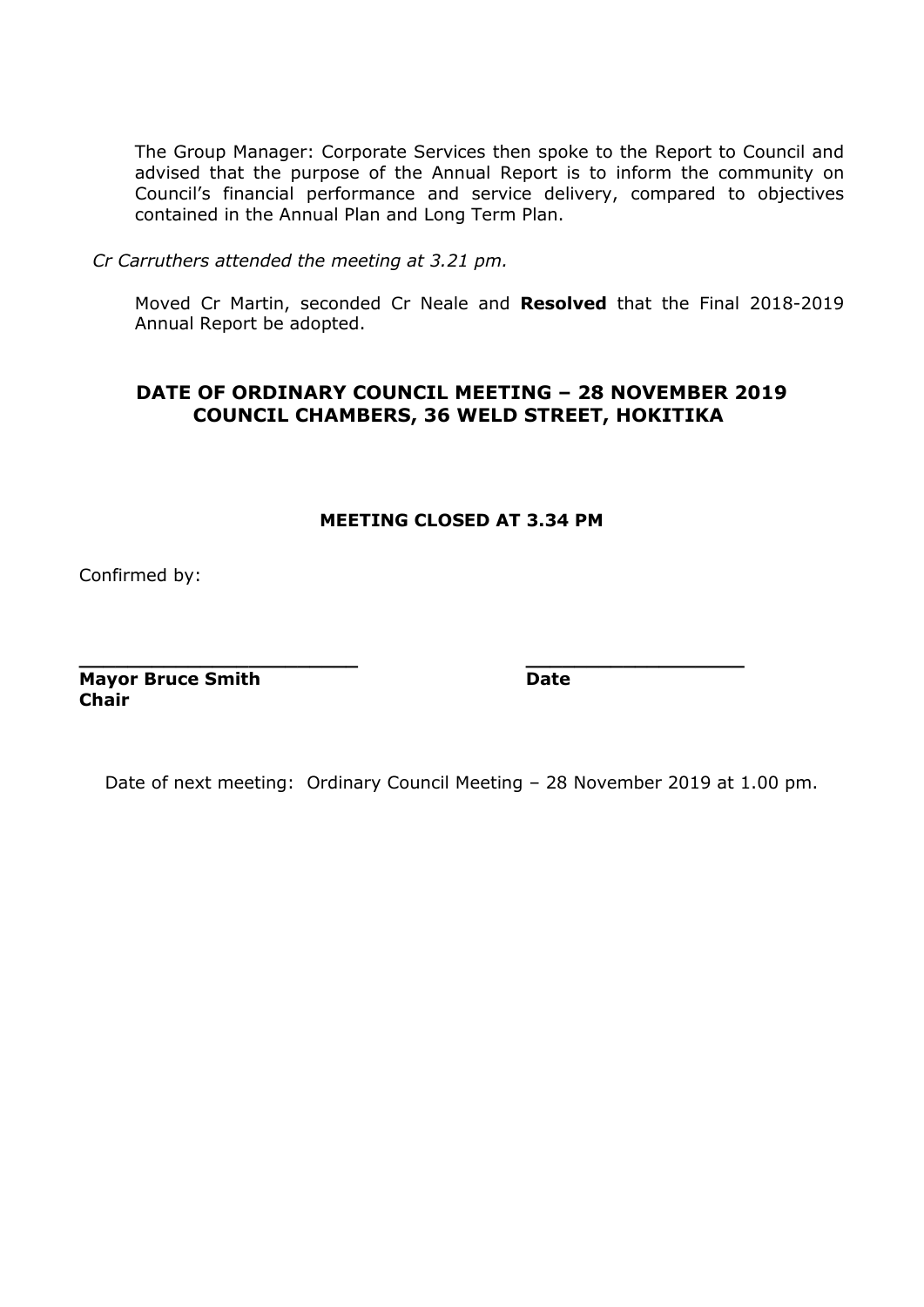The Group Manager: Corporate Services then spoke to the Report to Council and advised that the purpose of the Annual Report is to inform the community on Council's financial performance and service delivery, compared to objectives contained in the Annual Plan and Long Term Plan.

*Cr Carruthers attended the meeting at 3.21 pm.*

Moved Cr Martin, seconded Cr Neale and **Resolved** that the Final 2018-2019 Annual Report be adopted.

**DATE OF ORDINARY COUNCIL MEETING – 28 NOVEMBER 2019**
**COUNCIL CHAMBERS, 36 WELD STREET, HOKITIKA**

**MEETING CLOSED AT 3.34 PM**

Confirmed by:

______________________ ______________________

**Mayor Bruce Smith** **Date**
**Chair**

Date of next meeting: Ordinary Council Meeting – 28 November 2019 at 1.00 pm.